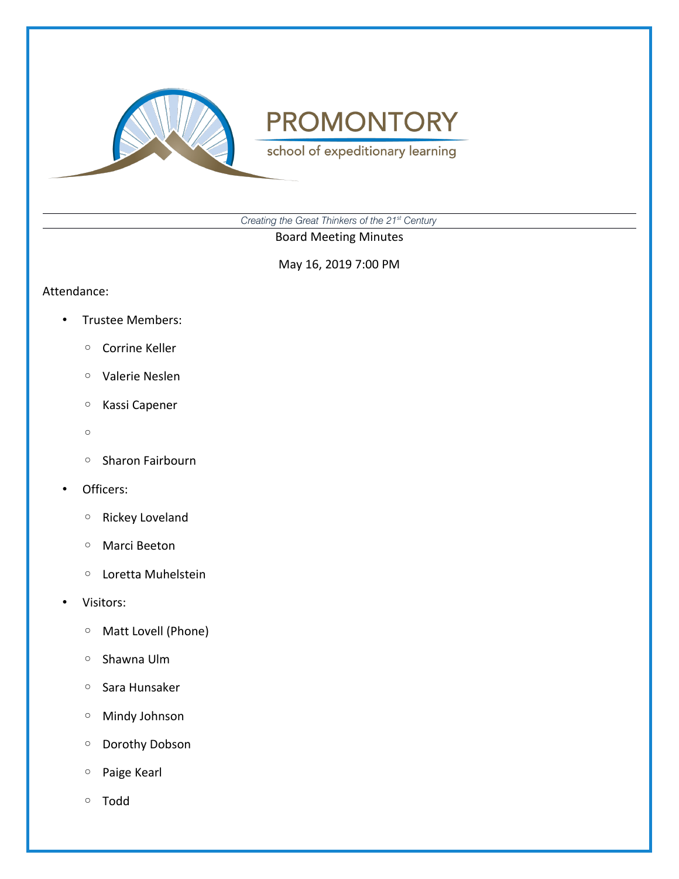# PROMONTORY

school of expeditionary learning

*Creating the Great Thinkers of the 21st Century*

Board Meeting Minutes

May 16, 2019 7:00 PM

Attendance:

- Trustee Members:
  - Corrine Keller
  - Valerie Neslen
  - Kassi Capener
  - 
  - Sharon Fairbourn
- Officers:
  - Rickey Loveland
  - Marci Beeton
  - Loretta Muhelstein
- Visitors:
  - Matt Lovell (Phone)
  - Shawna Ulm
  - Sara Hunsaker
  - Mindy Johnson
  - Dorothy Dobson
  - Paige Kearl
  - Todd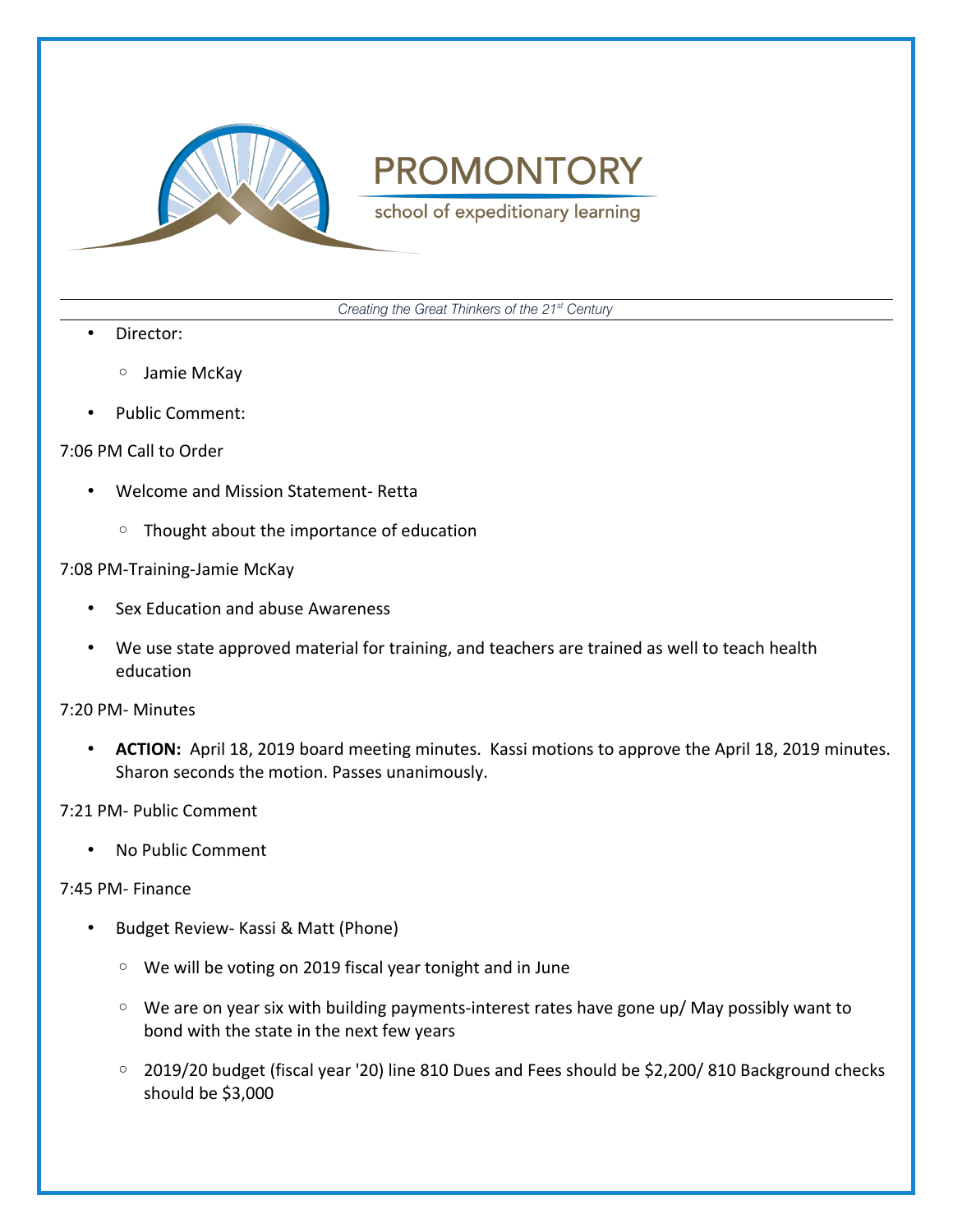- Director:
  - Jamie McKay
- Public Comment:

7:06 PM Call to Order

- Welcome and Mission Statement- Retta
  - Thought about the importance of education

7:08 PM-Training-Jamie McKay

- Sex Education and abuse Awareness
- We use state approved material for training, and teachers are trained as well to teach health education

7:20 PM- Minutes

- **ACTION:** April 18, 2019 board meeting minutes. Kassi motions to approve the April 18, 2019 minutes. Sharon seconds the motion. Passes unanimously.

7:21 PM- Public Comment

- No Public Comment

7:45 PM- Finance

- Budget Review- Kassi & Matt (Phone)
  - We will be voting on 2019 fiscal year tonight and in June
  - We are on year six with building payments-interest rates have gone up/ May possibly want to bond with the state in the next few years
  - 2019/20 budget (fiscal year '20) line 810 Dues and Fees should be $2,200/ 810 Background checks should be $3,000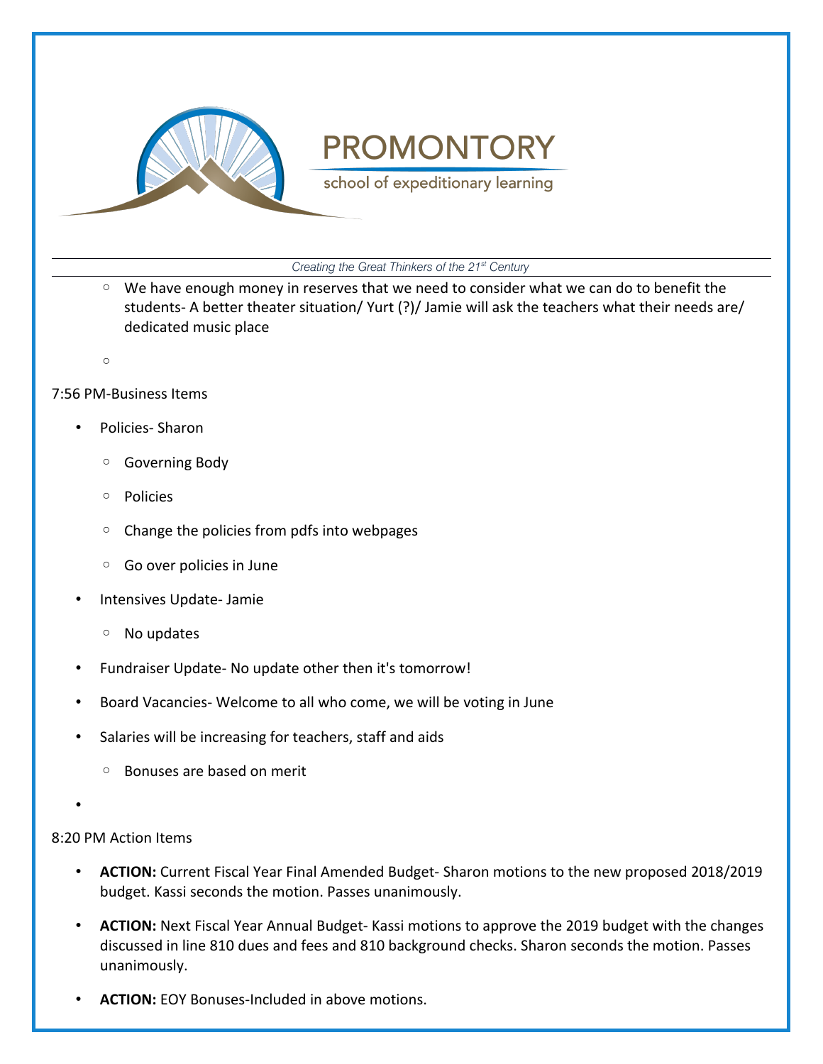- We have enough money in reserves that we need to consider what we can do to benefit the students- A better theater situation/ Yurt (?)/ Jamie will ask the teachers what their needs are/ dedicated music place

7:56 PM-Business Items

- Policies- Sharon
  - Governing Body
  - Policies
  - Change the policies from pdfs into webpages
  - Go over policies in June
- Intensives Update- Jamie
  - No updates
- Fundraiser Update- No update other then it's tomorrow!
- Board Vacancies- Welcome to all who come, we will be voting in June
- Salaries will be increasing for teachers, staff and aids
  - Bonuses are based on merit

8:20 PM Action Items

- **ACTION:** Current Fiscal Year Final Amended Budget- Sharon motions to the new proposed 2018/2019 budget. Kassi seconds the motion. Passes unanimously.
- **ACTION:** Next Fiscal Year Annual Budget- Kassi motions to approve the 2019 budget with the changes discussed in line 810 dues and fees and 810 background checks. Sharon seconds the motion. Passes unanimously.
- **ACTION:** EOY Bonuses-Included in above motions.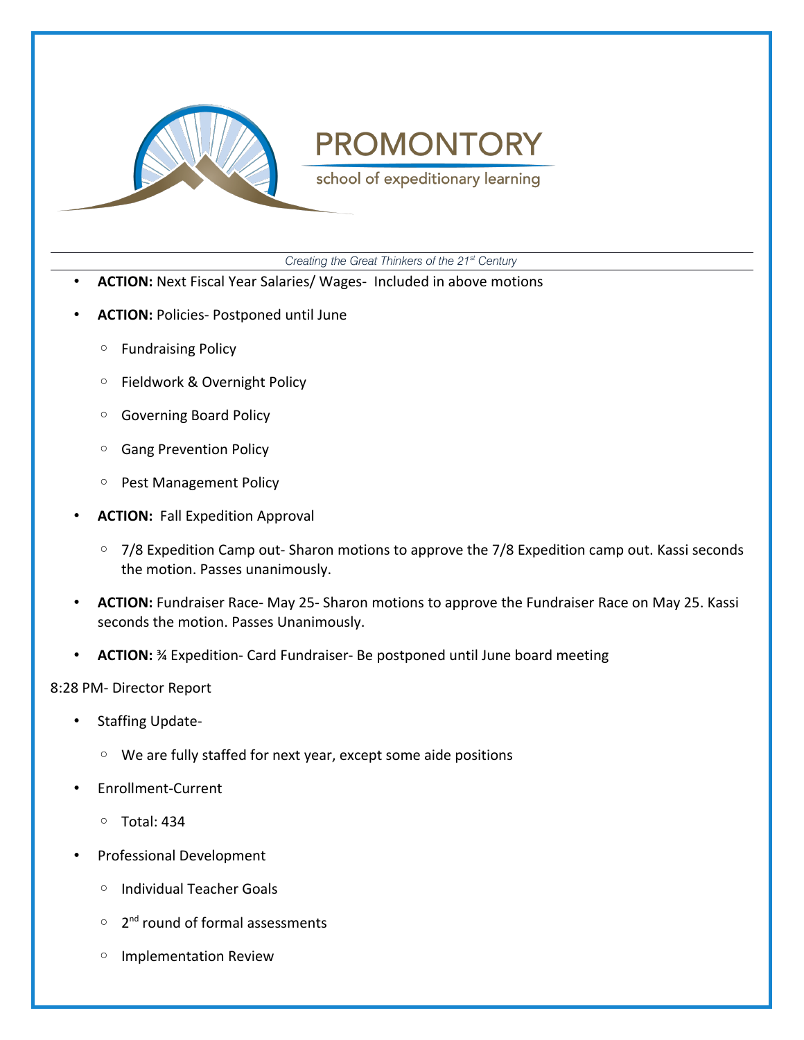- **ACTION:** Next Fiscal Year Salaries/ Wages- Included in above motions
- **ACTION:** Policies- Postponed until June
  - Fundraising Policy
  - Fieldwork & Overnight Policy
  - Governing Board Policy
  - Gang Prevention Policy
  - Pest Management Policy
- **ACTION:** Fall Expedition Approval
  - 7/8 Expedition Camp out- Sharon motions to approve the 7/8 Expedition camp out. Kassi seconds the motion. Passes unanimously.
- **ACTION:** Fundraiser Race- May 25- Sharon motions to approve the Fundraiser Race on May 25. Kassi seconds the motion. Passes Unanimously.
- **ACTION:** ¾ Expedition- Card Fundraiser- Be postponed until June board meeting

8:28 PM- Director Report

- Staffing Update-
  - We are fully staffed for next year, except some aide positions
- Enrollment-Current
  - Total: 434
- Professional Development
  - Individual Teacher Goals
  - 2nd round of formal assessments
  - Implementation Review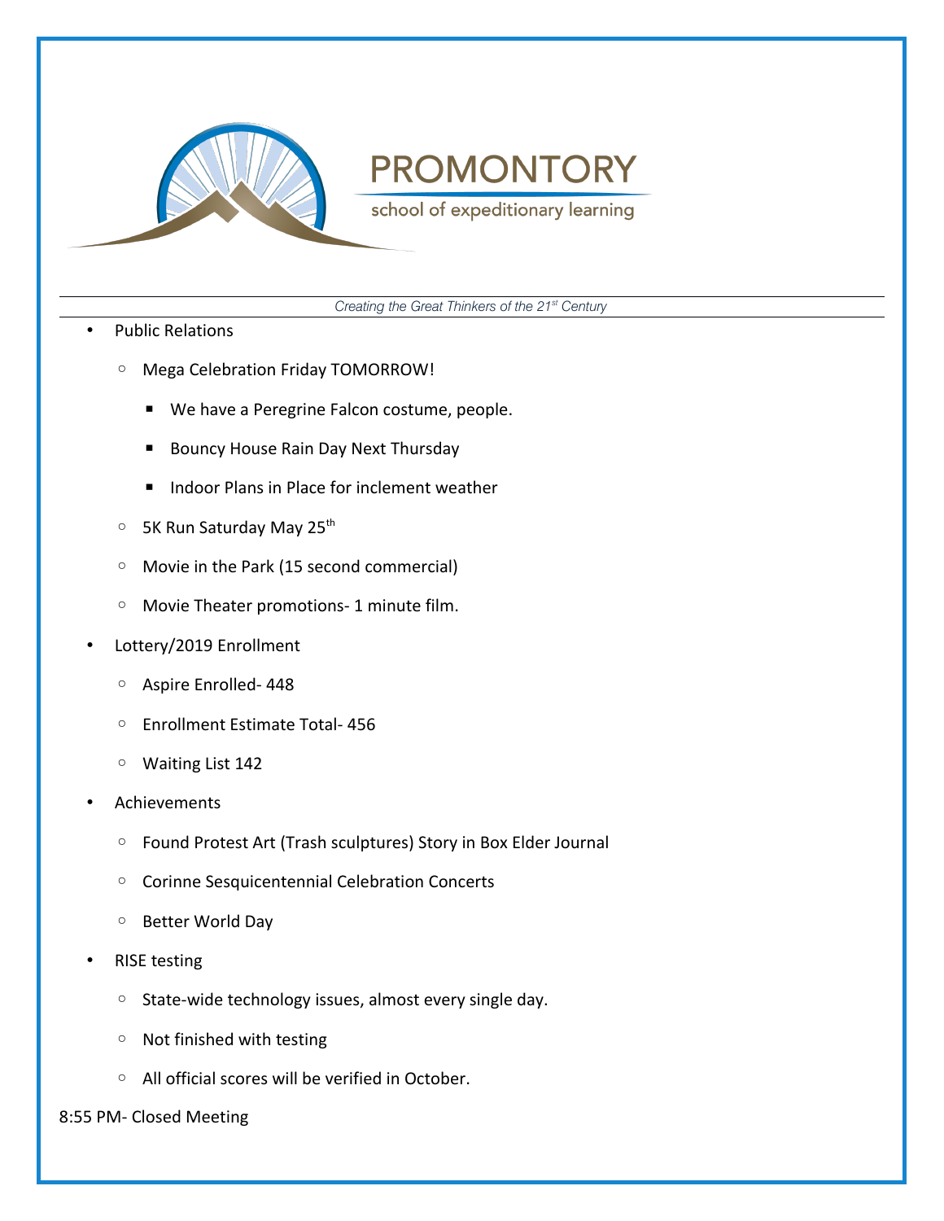- Public Relations
  - Mega Celebration Friday TOMORROW!
    - We have a Peregrine Falcon costume, people.
    - Bouncy House Rain Day Next Thursday
    - Indoor Plans in Place for inclement weather
  - 5K Run Saturday May 25th
  - Movie in the Park (15 second commercial)
  - Movie Theater promotions- 1 minute film.
- Lottery/2019 Enrollment
  - Aspire Enrolled- 448
  - Enrollment Estimate Total- 456
  - Waiting List 142
- Achievements
  - Found Protest Art (Trash sculptures) Story in Box Elder Journal
  - Corinne Sesquicentennial Celebration Concerts
  - Better World Day
- RISE testing
  - State-wide technology issues, almost every single day.
  - Not finished with testing
  - All official scores will be verified in October.

8:55 PM- Closed Meeting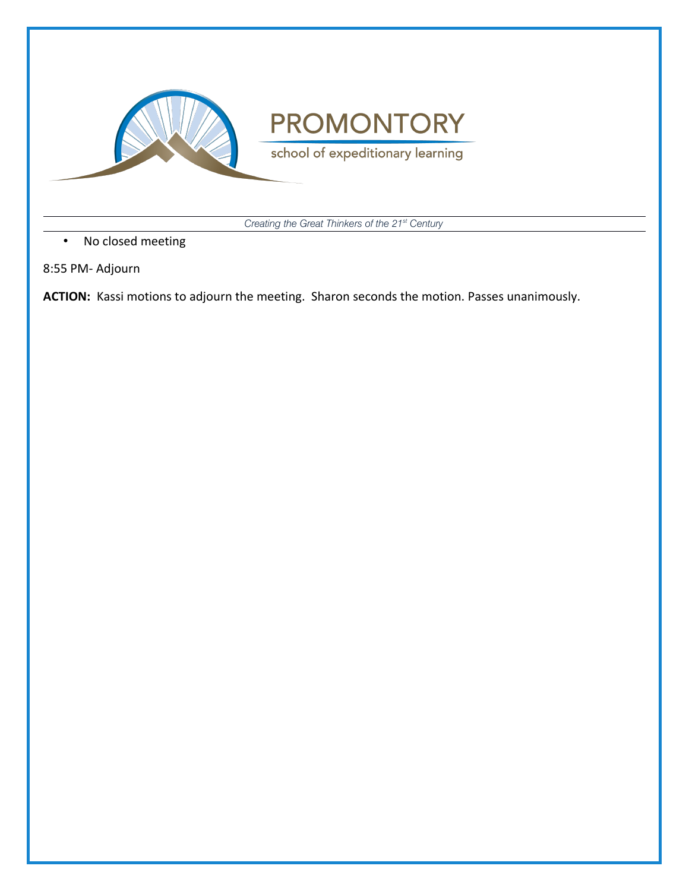- No closed meeting

8:55 PM- Adjourn

**ACTION:** Kassi motions to adjourn the meeting. Sharon seconds the motion. Passes unanimously.